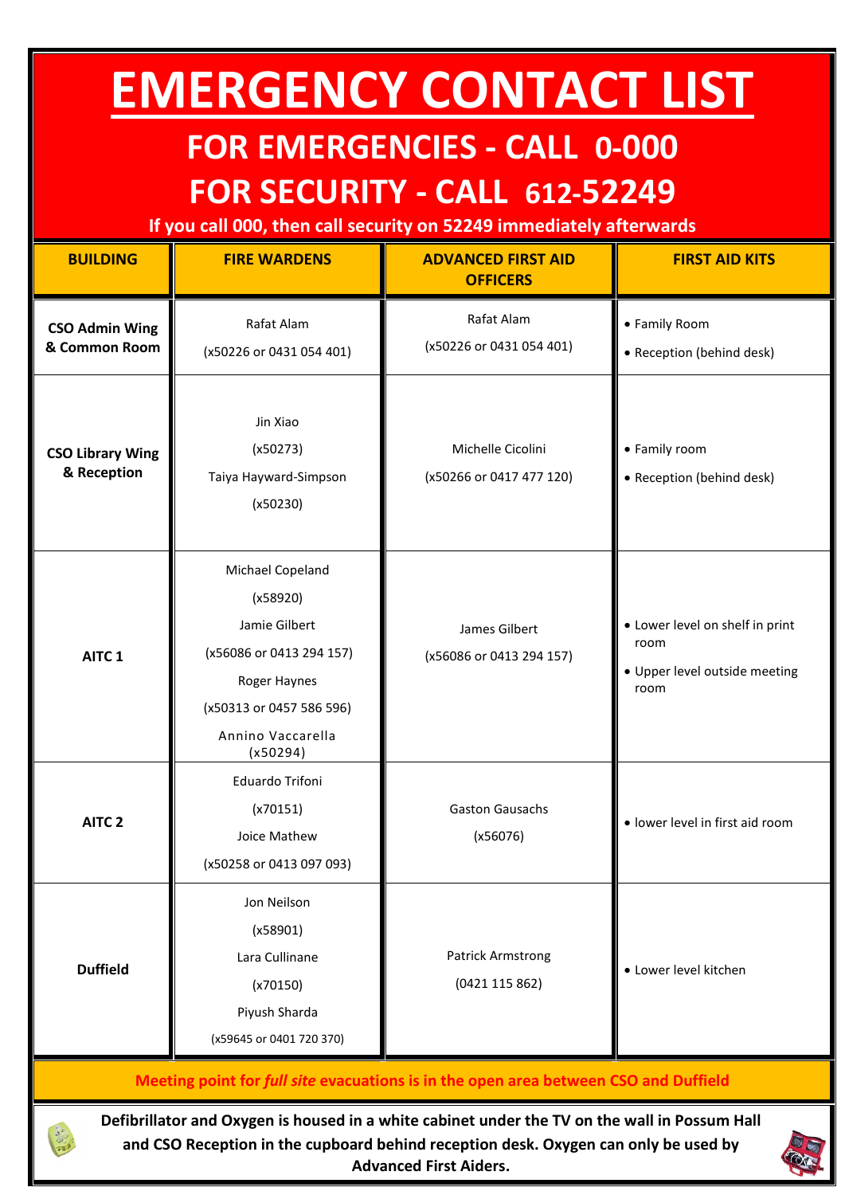# EMERGENCY CONTACT LIST

## FOR EMERGENCIES - CALL 0-000

## FOR SECURITY - CALL 612-52249

**If you call 000, then call security on 52249 immediately afterwards**

| BUILDING | FIRE WARDENS | ADVANCED FIRST AID OFFICERS | FIRST AID KITS |
|---|---|---|---|
| **CSO Admin Wing & Common Room** | Rafat Alam (x50226 or 0431 054 401) | Rafat Alam (x50226 or 0431 054 401) | • Family Room<br>• Reception (behind desk) |
| **CSO Library Wing & Reception** | Jin Xiao (x50273)<br>Taiya Hayward-Simpson (x50230) | Michelle Cicolini (x50266 or 0417 477 120) | • Family room<br>• Reception (behind desk) |
| **AITC 1** | Michael Copeland (x58920)<br>Jamie Gilbert (x56086 or 0413 294 157)<br>Roger Haynes (x50313 or 0457 586 596)<br>Annino Vaccarella (x50294) | James Gilbert (x56086 or 0413 294 157) | • Lower level on shelf in print room<br>• Upper level outside meeting room |
| **AITC 2** | Eduardo Trifoni (x70151)<br>Joice Mathew (x50258 or 0413 097 093) | Gaston Gausachs (x56076) | • lower level in first aid room |
| **Duffield** | Jon Neilson (x58901)<br>Lara Cullinane (x70150)<br>Piyush Sharda (x59645 or 0401 720 370) | Patrick Armstrong (0421 115 862) | • Lower level kitchen |

**Meeting point for *full site* evacuations is in the open area between CSO and Duffield**

**Defibrillator and Oxygen is housed in a white cabinet under the TV on the wall in Possum Hall and CSO Reception in the cupboard behind reception desk. Oxygen can only be used by Advanced First Aiders.**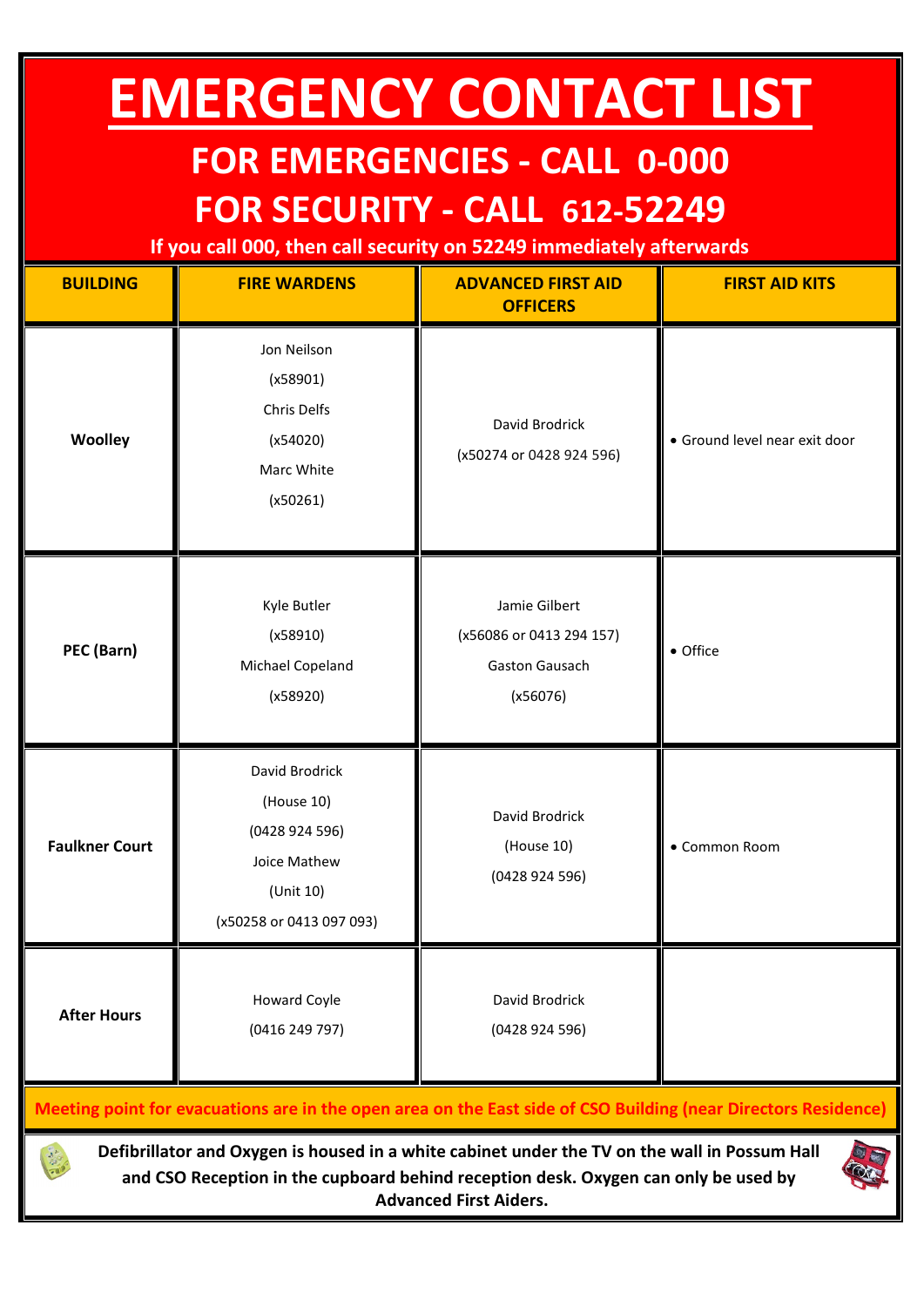# EMERGENCY CONTACT LIST

## FOR EMERGENCIES - CALL 0-000

## FOR SECURITY - CALL 612-52249

**If you call 000, then call security on 52249 immediately afterwards**

| BUILDING | FIRE WARDENS | ADVANCED FIRST AID OFFICERS | FIRST AID KITS |
|---|---|---|---|
| **Woolley** | Jon Neilson (x58901) Chris Delfs (x54020) Marc White (x50261) | David Brodrick (x50274 or 0428 924 596) | • Ground level near exit door |
| **PEC (Barn)** | Kyle Butler (x58910) Michael Copeland (x58920) | Jamie Gilbert (x56086 or 0413 294 157) Gaston Gausach (x56076) | • Office |
| **Faulkner Court** | David Brodrick (House 10) (0428 924 596) Joice Mathew (Unit 10) (x50258 or 0413 097 093) | David Brodrick (House 10) (0428 924 596) | • Common Room |
| **After Hours** | Howard Coyle (0416 249 797) | David Brodrick (0428 924 596) | |

**Meeting point for evacuations are in the open area on the East side of CSO Building (near Directors Residence)**

**Defibrillator and Oxygen is housed in a white cabinet under the TV on the wall in Possum Hall and CSO Reception in the cupboard behind reception desk. Oxygen can only be used by Advanced First Aiders.**